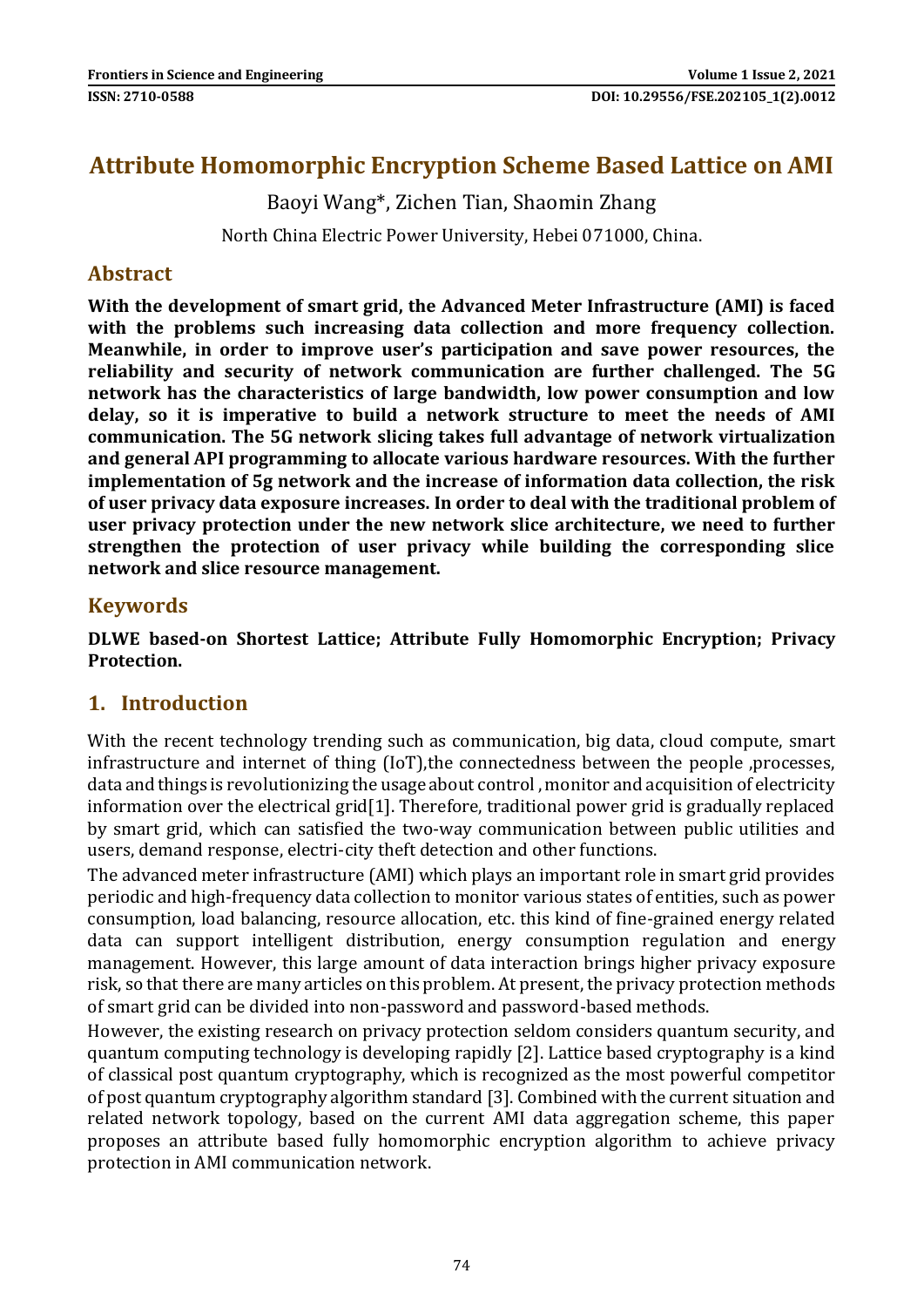# Attribute Homomorphic Encryption Scheme Based Lattice on AMI

Baoyi Wang*, Zichen Tian, Shaomin Zhang

North China Electric Power University, Hebei 071000, China.

## Abstract

**With the development of smart grid, the Advanced Meter Infrastructure (AMI) is faced with the problems such increasing data collection and more frequency collection. Meanwhile, in order to improve user's participation and save power resources, the reliability and security of network communication are further challenged. The 5G network has the characteristics of large bandwidth, low power consumption and low delay, so it is imperative to build a network structure to meet the needs of AMI communication. The 5G network slicing takes full advantage of network virtualization and general API programming to allocate various hardware resources. With the further implementation of 5g network and the increase of information data collection, the risk of user privacy data exposure increases. In order to deal with the traditional problem of user privacy protection under the new network slice architecture, we need to further strengthen the protection of user privacy while building the corresponding slice network and slice resource management.**

## Keywords

**DLWE based-on Shortest Lattice; Attribute Fully Homomorphic Encryption; Privacy Protection.**

## 1. Introduction

With the recent technology trending such as communication, big data, cloud compute, smart infrastructure and internet of thing (IoT),the connectedness between the people ,processes, data and things is revolutionizing the usage about control , monitor and acquisition of electricity information over the electrical grid[1]. Therefore, traditional power grid is gradually replaced by smart grid, which can satisfied the two-way communication between public utilities and users, demand response, electri-city theft detection and other functions.

The advanced meter infrastructure (AMI) which plays an important role in smart grid provides periodic and high-frequency data collection to monitor various states of entities, such as power consumption, load balancing, resource allocation, etc. this kind of fine-grained energy related data can support intelligent distribution, energy consumption regulation and energy management. However, this large amount of data interaction brings higher privacy exposure risk, so that there are many articles on this problem. At present, the privacy protection methods of smart grid can be divided into non-password and password-based methods.

However, the existing research on privacy protection seldom considers quantum security, and quantum computing technology is developing rapidly [2]. Lattice based cryptography is a kind of classical post quantum cryptography, which is recognized as the most powerful competitor of post quantum cryptography algorithm standard [3]. Combined with the current situation and related network topology, based on the current AMI data aggregation scheme, this paper proposes an attribute based fully homomorphic encryption algorithm to achieve privacy protection in AMI communication network.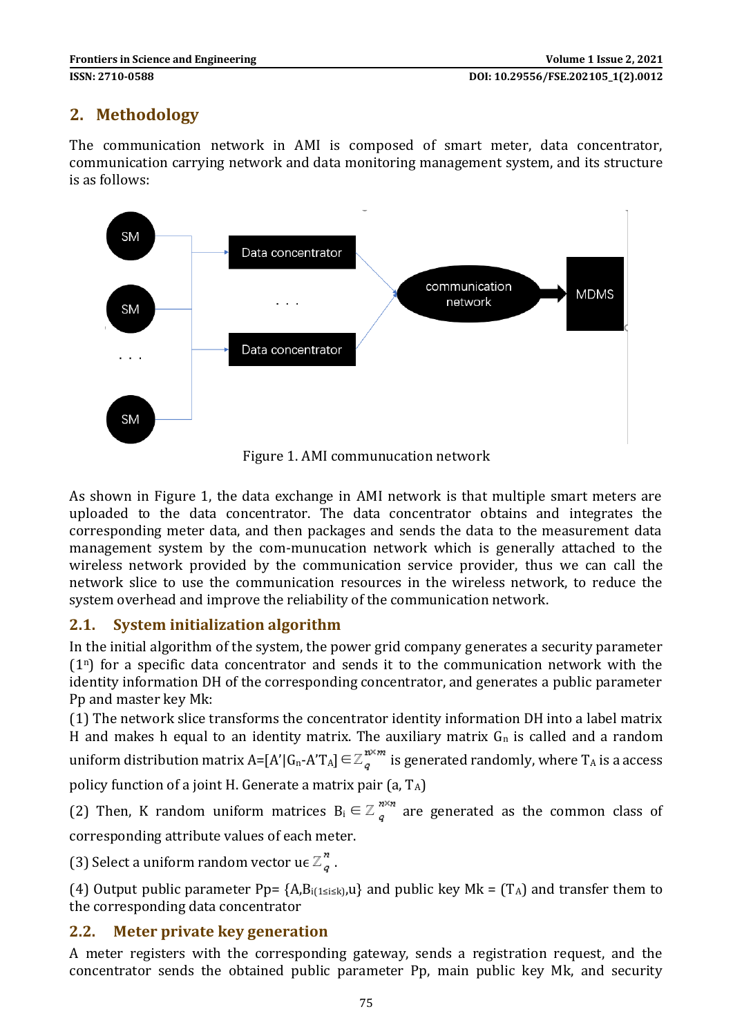## 2. Methodology

The communication network in AMI is composed of smart meter, data concentrator, communication carrying network and data monitoring management system, and its structure is as follows:

Figure 1. AMI communucation network

As shown in Figure 1, the data exchange in AMI network is that multiple smart meters are uploaded to the data concentrator. The data concentrator obtains and integrates the corresponding meter data, and then packages and sends the data to the measurement data management system by the com-munucation network which is generally attached to the wireless network provided by the communication service provider, thus we can call the network slice to use the communication resources in the wireless network, to reduce the system overhead and improve the reliability of the communication network.

### 2.1. System initialization algorithm

In the initial algorithm of the system, the power grid company generates a security parameter ($1^n$) for a specific data concentrator and sends it to the communication network with the identity information DH of the corresponding concentrator, and generates a public parameter Pp and master key Mk:

(1) The network slice transforms the concentrator identity information DH into a label matrix H and makes h equal to an identity matrix. The auxiliary matrix $G_n$ is called and a random uniform distribution matrix $A=[A'|G_n-A'T_A] \in \mathbb{Z}_q^{n\times m}$ is generated randomly, where $T_A$ is a access policy function of a joint H. Generate a matrix pair (a, $T_A$)

(2) Then, K random uniform matrices $B_i \in \mathbb{Z}_q^{n\times n}$ are generated as the common class of corresponding attribute values of each meter.

(3) Select a uniform random vector $u \in \mathbb{Z}_q^{n}$.

(4) Output public parameter Pp= $\{A, B_{i(1\leq i\leq k)}, u\}$ and public key Mk = ($T_A$) and transfer them to the corresponding data concentrator

### 2.2. Meter private key generation

A meter registers with the corresponding gateway, sends a registration request, and the concentrator sends the obtained public parameter Pp, main public key Mk, and security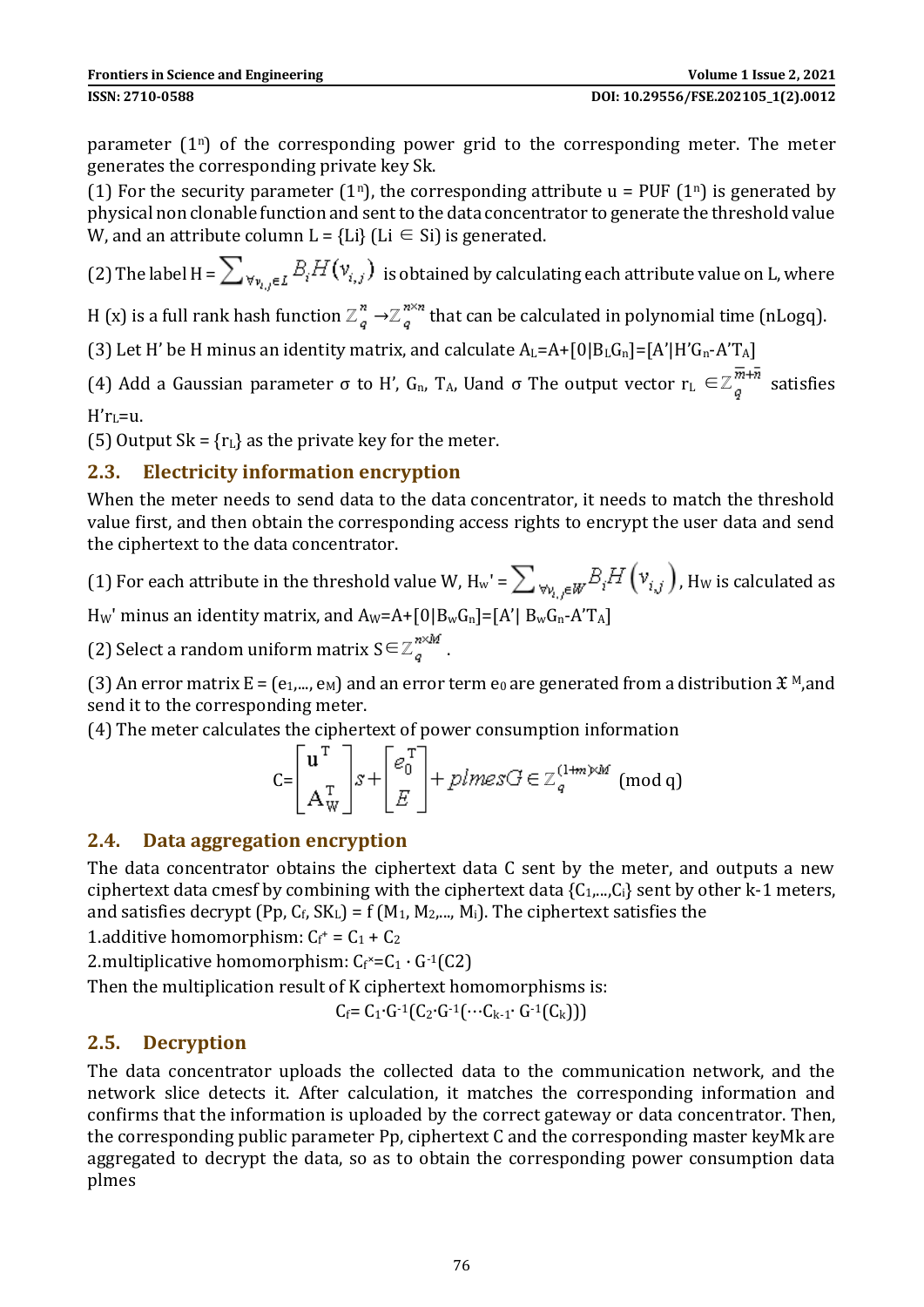parameter ($1^n$) of the corresponding power grid to the corresponding meter. The meter generates the corresponding private key Sk.

(1) For the security parameter ($1^n$), the corresponding attribute u = PUF ($1^n$) is generated by physical non clonable function and sent to the data concentrator to generate the threshold value W, and an attribute column L = {Li} (Li $\in$ Si) is generated.

(2) The label H = $\sum_{\forall v_{i,j} \in L} B_i H(v_{i,j})$ is obtained by calculating each attribute value on L, where H (x) is a full rank hash function $\mathbb{Z}_q^n \rightarrow \mathbb{Z}_q^{n \times n}$ that can be calculated in polynomial time (nLogq).

(3) Let H' be H minus an identity matrix, and calculate $A_L = A + [0|B_L G_n] = [A'|H'G_n - A'T_A]$

(4) Add a Gaussian parameter σ to H', $G_n$, $T_A$, Uand σ The output vector $r_L \in \mathbb{Z}_q^{\bar{m}+\bar{n}}$ satisfies $H'r_L = u$.

(5) Output Sk = {$r_L$} as the private key for the meter.

## 2.3. Electricity information encryption

When the meter needs to send data to the data concentrator, it needs to match the threshold value first, and then obtain the corresponding access rights to encrypt the user data and send the ciphertext to the data concentrator.

(1) For each attribute in the threshold value W, $H_w' = \sum_{\forall v_{i,j} \in W} B_i H(v_{i,j})$, $H_W$ is calculated as $H_W'$ minus an identity matrix, and $A_W = A + [0|B_w G_n] = [A'|\ B_w G_n - A'T_A]$

(2) Select a random uniform matrix $S \in \mathbb{Z}_q^{n \times M}$.

(3) An error matrix E = ($e_1$,..., $e_M$) and an error term $e_0$ are generated from a distribution $\mathfrak{X}^M$,and send it to the corresponding meter.

(4) The meter calculates the ciphertext of power consumption information

$$C = \begin{bmatrix} \mathbf{u}^T \\ \mathbf{A}_W^T \end{bmatrix} s + \begin{bmatrix} e_0^T \\ E \end{bmatrix} + plmesG \in \mathbb{Z}_q^{(1+m) \times M} \pmod q$$

## 2.4. Data aggregation encryption

The data concentrator obtains the ciphertext data C sent by the meter, and outputs a new ciphertext data cmesf by combining with the ciphertext data {$C_1$,...,$C_i$} sent by other k-1 meters, and satisfies decrypt (Pp, $C_f$, $SK_L$) = f ($M_1$, $M_2$,..., $M_i$). The ciphertext satisfies the

1.additive homomorphism: $C_f^+ = C_1 + C_2$

2.multiplicative homomorphism: $C_f^\times = C_1 \cdot G^{-1}(C2)$

Then the multiplication result of K ciphertext homomorphisms is:

$$C_f = C_1 \cdot G^{-1}(C_2 \cdot G^{-1}(\cdots C_{k-1} \cdot G^{-1}(C_k)))$$

## 2.5. Decryption

The data concentrator uploads the collected data to the communication network, and the network slice detects it. After calculation, it matches the corresponding information and confirms that the information is uploaded by the correct gateway or data concentrator. Then, the corresponding public parameter Pp, ciphertext C and the corresponding master keyMk are aggregated to decrypt the data, so as to obtain the corresponding power consumption data plmes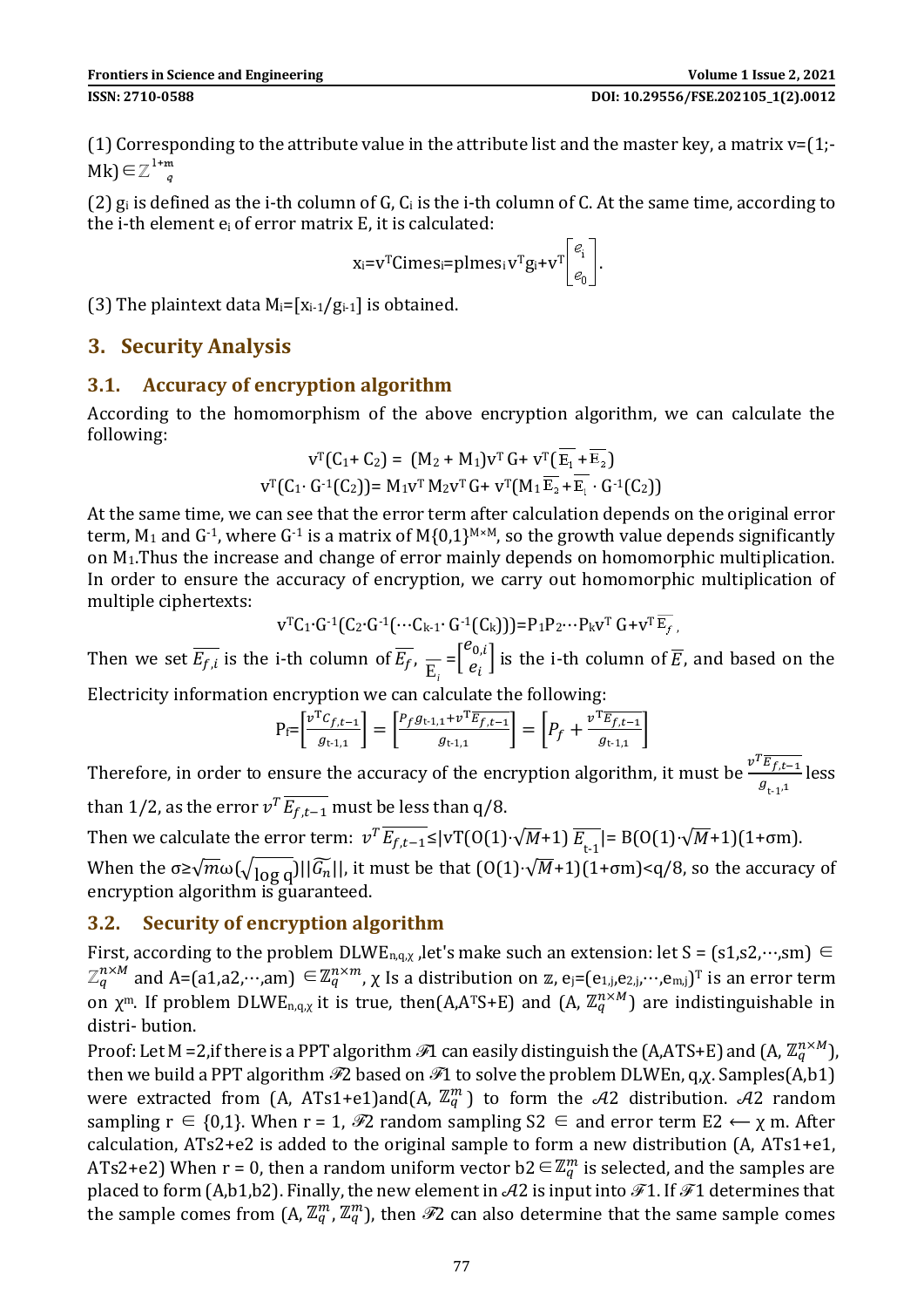(1) Corresponding to the attribute value in the attribute list and the master key, a matrix v=(1;-Mk)$\in \mathbb{Z}_q^{1+m}$

(2) $g_i$ is defined as the i-th column of G, $C_i$ is the i-th column of C. At the same time, according to the i-th element $e_i$ of error matrix E, it is calculated:

$$x_i = v^T C imes s_i = plmes_i\, v^T g_i + v^T \begin{bmatrix} e_i \\ e_0 \end{bmatrix}.$$

(3) The plaintext data $M_i=[x_{i-1}/g_{i-1}]$ is obtained.

## 3. Security Analysis

### 3.1. Accuracy of encryption algorithm

According to the homomorphism of the above encryption algorithm, we can calculate the following:

$$v^T(C_1+C_2) = (M_2+M_1)v^T G + v^T(\overline{E_1}+\overline{E_2})$$

$$v^T(C_1 \cdot G^{-1}(C_2)) = M_1 v^T M_2 v^T G + v^T(M_1 \overline{E_2} + \overline{E_1} \cdot G^{-1}(C_2))$$

At the same time, we can see that the error term after calculation depends on the original error term, $M_1$ and $G^{-1}$, where $G^{-1}$ is a matrix of $M\{0,1\}^{M\times M}$, so the growth value depends significantly on $M_1$.Thus the increase and change of error mainly depends on homomorphic multiplication. In order to ensure the accuracy of encryption, we carry out homomorphic multiplication of multiple ciphertexts:

$$v^T C_1 \cdot G^{-1}(C_2 \cdot G^{-1}(\cdots C_{k-1} \cdot G^{-1}(C_k))) = P_1 P_2 \cdots P_k v^T G + v^T \overline{E_f},$$

Then we set $\overline{E_{f,i}}$ is the i-th column of $\overline{E_f}$, $\overline{E_i} = \begin{bmatrix} e_{0,i} \\ e_i \end{bmatrix}$ is the i-th column of $\overline{E}$, and based on the Electricity information encryption we can calculate the following:

$$P_f = \left[\frac{v^T c_{f,t-1}}{g_{t-1,1}}\right] = \left[\frac{P_f g_{t-1,1} + v^T \overline{E_{f,t-1}}}{g_{t-1,1}}\right] = \left[P_f + \frac{v^T \overline{E_{f,t-1}}}{g_{t-1,1}}\right]$$

Therefore, in order to ensure the accuracy of the encryption algorithm, it must be $\frac{v^T \overline{E_{f,t-1}}}{g_{t-1,1}}$ less than 1/2, as the error $v^T \overline{E_{f,t-1}}$ must be less than q/8.

Then we calculate the error term: $v^T \overline{E_{f,t-1}} \leq |vT(O(1)\cdot\sqrt{M}+1)\, \overline{E_{t-1}}| = B(O(1)\cdot\sqrt{M}+1)(1+\sigma m)$.

When the $\sigma \geq \sqrt{m}\,\omega(\sqrt{\log q})||\widetilde{G_n}||$, it must be that $(O(1)\cdot\sqrt{M}+1)(1+\sigma m) < q/8$, so the accuracy of encryption algorithm is guaranteed.

### 3.2. Security of encryption algorithm

First, according to the problem $DLWE_{n,q,\chi}$ ,let's make such an extension: let S = (s1,s2,⋯,sm) $\in \mathbb{Z}_q^{n\times M}$ and A=(a1,a2,⋯,am) $\in \mathbb{Z}_q^{n\times m}$, χ Is a distribution on $\mathbb{Z}$, $e_j=(e_{1,j},e_{2,j},\cdots,e_{m,j})^T$ is an error term on $\chi^m$. If problem $DLWE_{n,q,\chi}$ it is true, then(A,$A^T$S+E) and (A, $\mathbb{Z}_q^{n\times M}$) are indistinguishable in distri- bution.

Proof: Let M =2,if there is a PPT algorithm $\mathscr{F}1$ can easily distinguish the (A,ATS+E) and (A, $\mathbb{Z}_q^{n\times M}$), then we build a PPT algorithm $\mathscr{F}2$ based on $\mathscr{F}1$ to solve the problem DLWEn, q,χ. Samples(A,b1) were extracted from (A, ATs1+e1)and(A, $\mathbb{Z}_q^m$) to form the $\mathcal{A}2$ distribution. $\mathcal{A}2$ random sampling r $\in$ {0,1}. When r = 1, $\mathscr{F}2$ random sampling S2 $\in$ and error term E2 ⟵ χ m. After calculation, ATs2+e2 is added to the original sample to form a new distribution (A, ATs1+e1, ATs2+e2) When r = 0, then a random uniform vector b2$\in \mathbb{Z}_q^m$ is selected, and the samples are placed to form (A,b1,b2). Finally, the new element in $\mathcal{A}2$ is input into $\mathscr{F}1$. If $\mathscr{F}1$ determines that the sample comes from (A, $\mathbb{Z}_q^m$, $\mathbb{Z}_q^m$), then $\mathscr{F}2$ can also determine that the same sample comes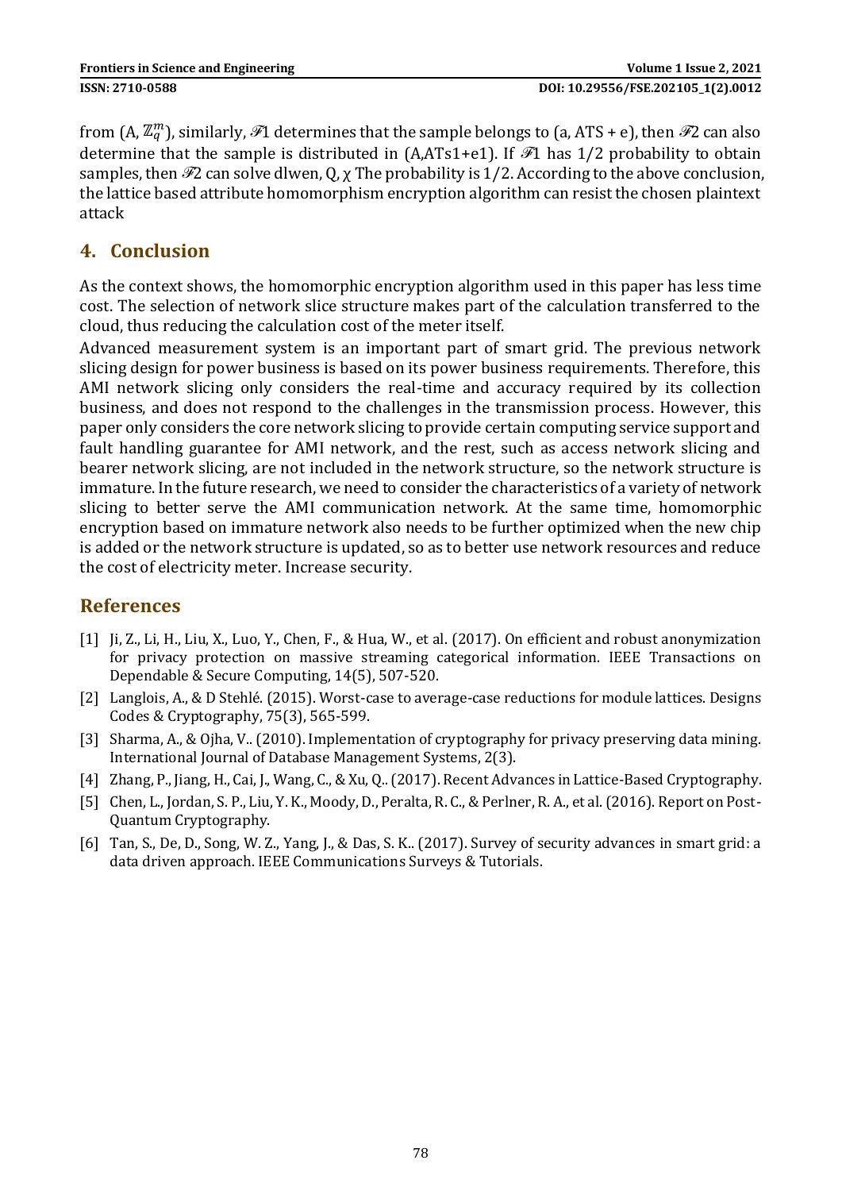from (A, $\mathbb{Z}_q^m$), similarly, $\mathscr{F}1$ determines that the sample belongs to (a, ATS + e), then $\mathscr{F}2$ can also determine that the sample is distributed in (A,ATs1+e1). If $\mathscr{F}1$ has 1/2 probability to obtain samples, then $\mathscr{F}2$ can solve dlwen, Q, χ The probability is 1/2. According to the above conclusion, the lattice based attribute homomorphism encryption algorithm can resist the chosen plaintext attack

## 4. Conclusion

As the context shows, the homomorphic encryption algorithm used in this paper has less time cost. The selection of network slice structure makes part of the calculation transferred to the cloud, thus reducing the calculation cost of the meter itself.

Advanced measurement system is an important part of smart grid. The previous network slicing design for power business is based on its power business requirements. Therefore, this AMI network slicing only considers the real-time and accuracy required by its collection business, and does not respond to the challenges in the transmission process. However, this paper only considers the core network slicing to provide certain computing service support and fault handling guarantee for AMI network, and the rest, such as access network slicing and bearer network slicing, are not included in the network structure, so the network structure is immature. In the future research, we need to consider the characteristics of a variety of network slicing to better serve the AMI communication network. At the same time, homomorphic encryption based on immature network also needs to be further optimized when the new chip is added or the network structure is updated, so as to better use network resources and reduce the cost of electricity meter. Increase security.

## References

[1] Ji, Z., Li, H., Liu, X., Luo, Y., Chen, F., & Hua, W., et al. (2017). On efficient and robust anonymization for privacy protection on massive streaming categorical information. IEEE Transactions on Dependable & Secure Computing, 14(5), 507-520.

[2] Langlois, A., & D Stehlé. (2015). Worst-case to average-case reductions for module lattices. Designs Codes & Cryptography, 75(3), 565-599.

[3] Sharma, A., & Ojha, V.. (2010). Implementation of cryptography for privacy preserving data mining. International Journal of Database Management Systems, 2(3).

[4] Zhang, P., Jiang, H., Cai, J., Wang, C., & Xu, Q.. (2017). Recent Advances in Lattice-Based Cryptography.

[5] Chen, L., Jordan, S. P., Liu, Y. K., Moody, D., Peralta, R. C., & Perlner, R. A., et al. (2016). Report on Post-Quantum Cryptography.

[6] Tan, S., De, D., Song, W. Z., Yang, J., & Das, S. K.. (2017). Survey of security advances in smart grid: a data driven approach. IEEE Communications Surveys & Tutorials.